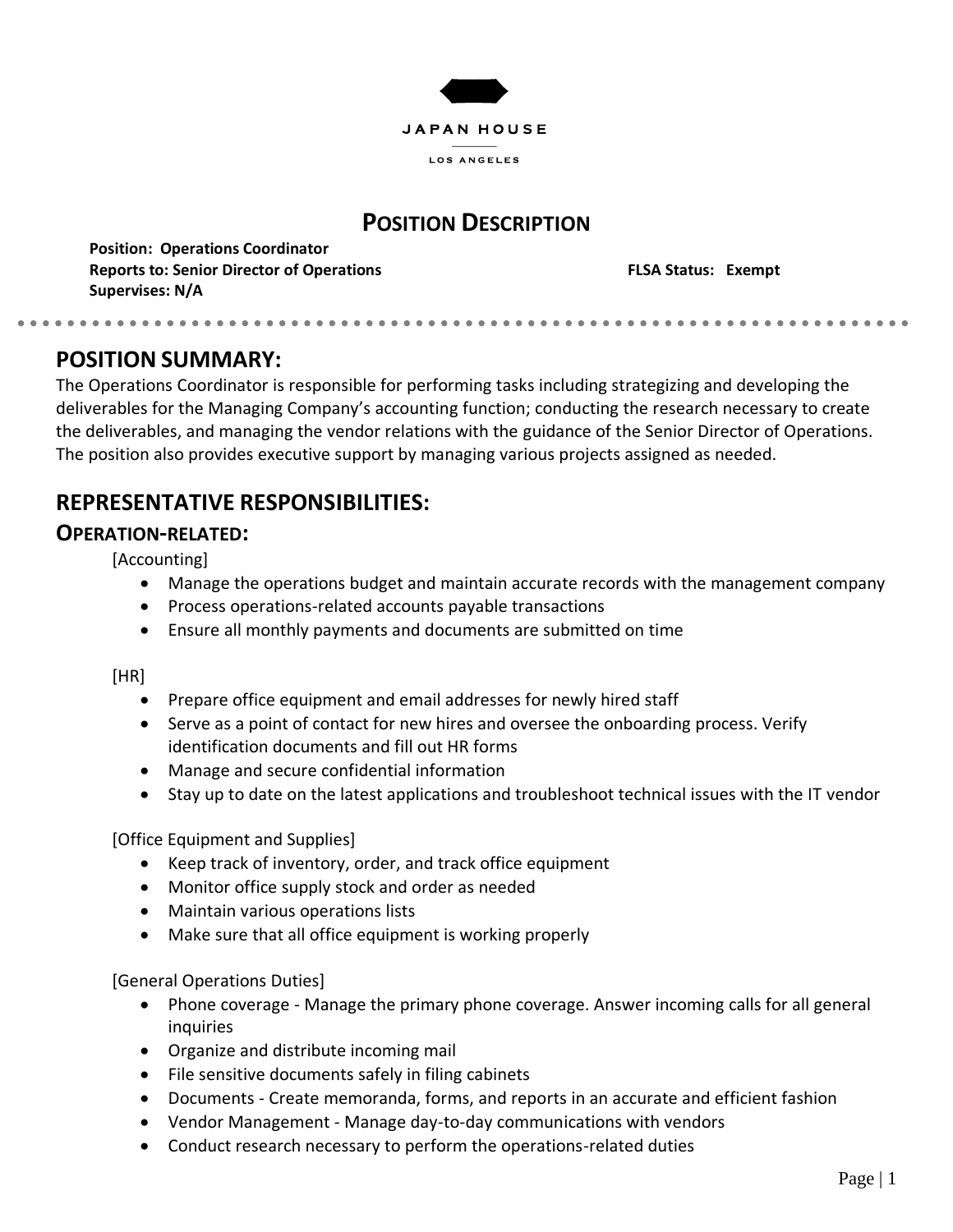JAPAN HOUSE

LOS ANGELES

# POSITION DESCRIPTION

**Position: Operations Coordinator**
**Reports to: Senior Director of Operations** **FLSA Status: Exempt**
**Supervises: N/A**

## POSITION SUMMARY:

The Operations Coordinator is responsible for performing tasks including strategizing and developing the deliverables for the Managing Company's accounting function; conducting the research necessary to create the deliverables, and managing the vendor relations with the guidance of the Senior Director of Operations. The position also provides executive support by managing various projects assigned as needed.

## REPRESENTATIVE RESPONSIBILITIES:

### OPERATION-RELATED:

[Accounting]

- Manage the operations budget and maintain accurate records with the management company
- Process operations-related accounts payable transactions
- Ensure all monthly payments and documents are submitted on time

[HR]

- Prepare office equipment and email addresses for newly hired staff
- Serve as a point of contact for new hires and oversee the onboarding process. Verify identification documents and fill out HR forms
- Manage and secure confidential information
- Stay up to date on the latest applications and troubleshoot technical issues with the IT vendor

[Office Equipment and Supplies]

- Keep track of inventory, order, and track office equipment
- Monitor office supply stock and order as needed
- Maintain various operations lists
- Make sure that all office equipment is working properly

[General Operations Duties]

- Phone coverage - Manage the primary phone coverage. Answer incoming calls for all general inquiries
- Organize and distribute incoming mail
- File sensitive documents safely in filing cabinets
- Documents - Create memoranda, forms, and reports in an accurate and efficient fashion
- Vendor Management - Manage day-to-day communications with vendors
- Conduct research necessary to perform the operations-related duties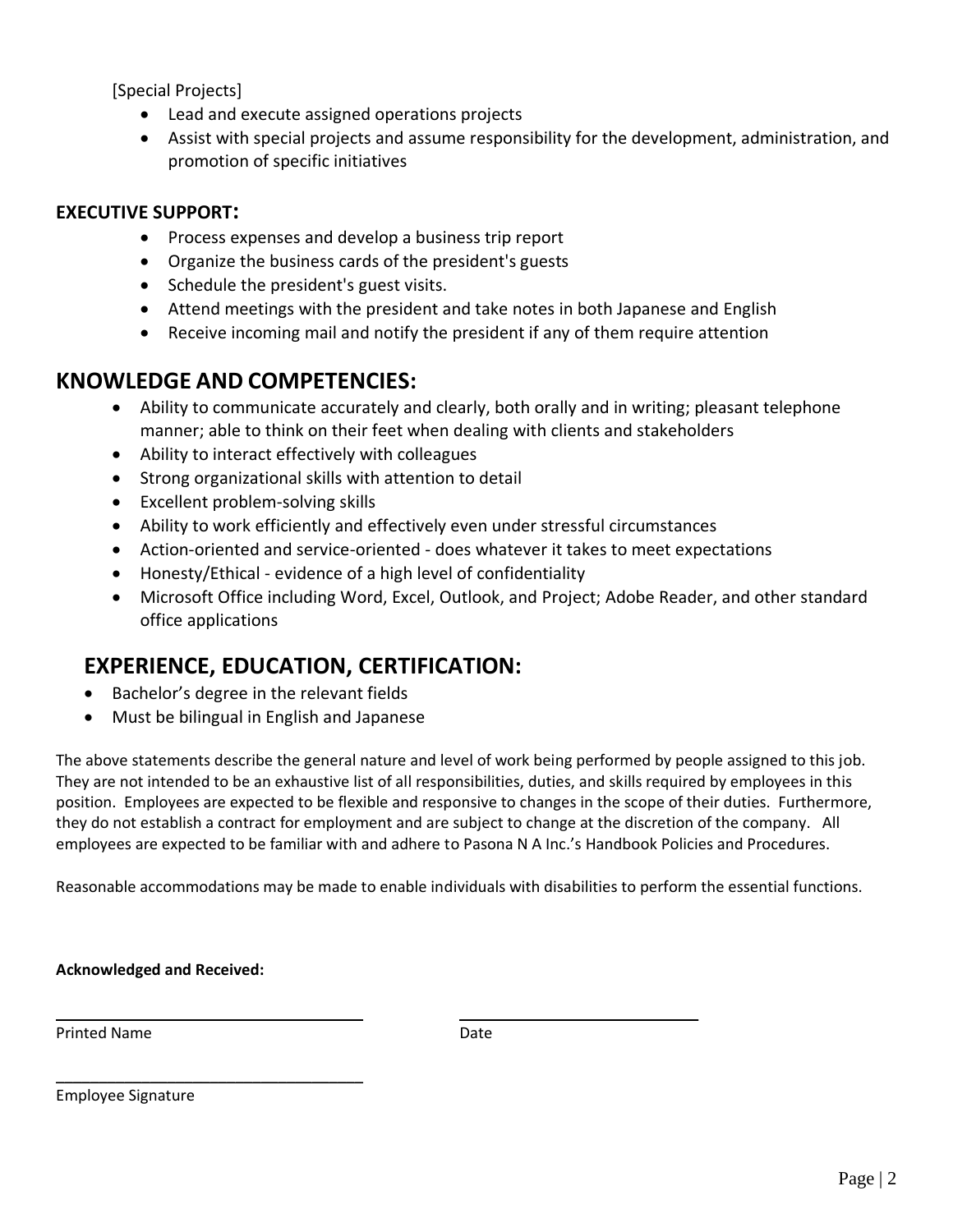[Special Projects]

- Lead and execute assigned operations projects
- Assist with special projects and assume responsibility for the development, administration, and promotion of specific initiatives

**EXECUTIVE SUPPORT:**

- Process expenses and develop a business trip report
- Organize the business cards of the president's guests
- Schedule the president's guest visits.
- Attend meetings with the president and take notes in both Japanese and English
- Receive incoming mail and notify the president if any of them require attention

## KNOWLEDGE AND COMPETENCIES:

- Ability to communicate accurately and clearly, both orally and in writing; pleasant telephone manner; able to think on their feet when dealing with clients and stakeholders
- Ability to interact effectively with colleagues
- Strong organizational skills with attention to detail
- Excellent problem-solving skills
- Ability to work efficiently and effectively even under stressful circumstances
- Action-oriented and service-oriented - does whatever it takes to meet expectations
- Honesty/Ethical - evidence of a high level of confidentiality
- Microsoft Office including Word, Excel, Outlook, and Project; Adobe Reader, and other standard office applications

## EXPERIENCE, EDUCATION, CERTIFICATION:

- Bachelor's degree in the relevant fields
- Must be bilingual in English and Japanese

The above statements describe the general nature and level of work being performed by people assigned to this job. They are not intended to be an exhaustive list of all responsibilities, duties, and skills required by employees in this position. Employees are expected to be flexible and responsive to changes in the scope of their duties. Furthermore, they do not establish a contract for employment and are subject to change at the discretion of the company. All employees are expected to be familiar with and adhere to Pasona N A Inc.'s Handbook Policies and Procedures.

Reasonable accommodations may be made to enable individuals with disabilities to perform the essential functions.

**Acknowledged and Received:**

______________________________ ______________________________

Printed Name Date

______________________________

Employee Signature